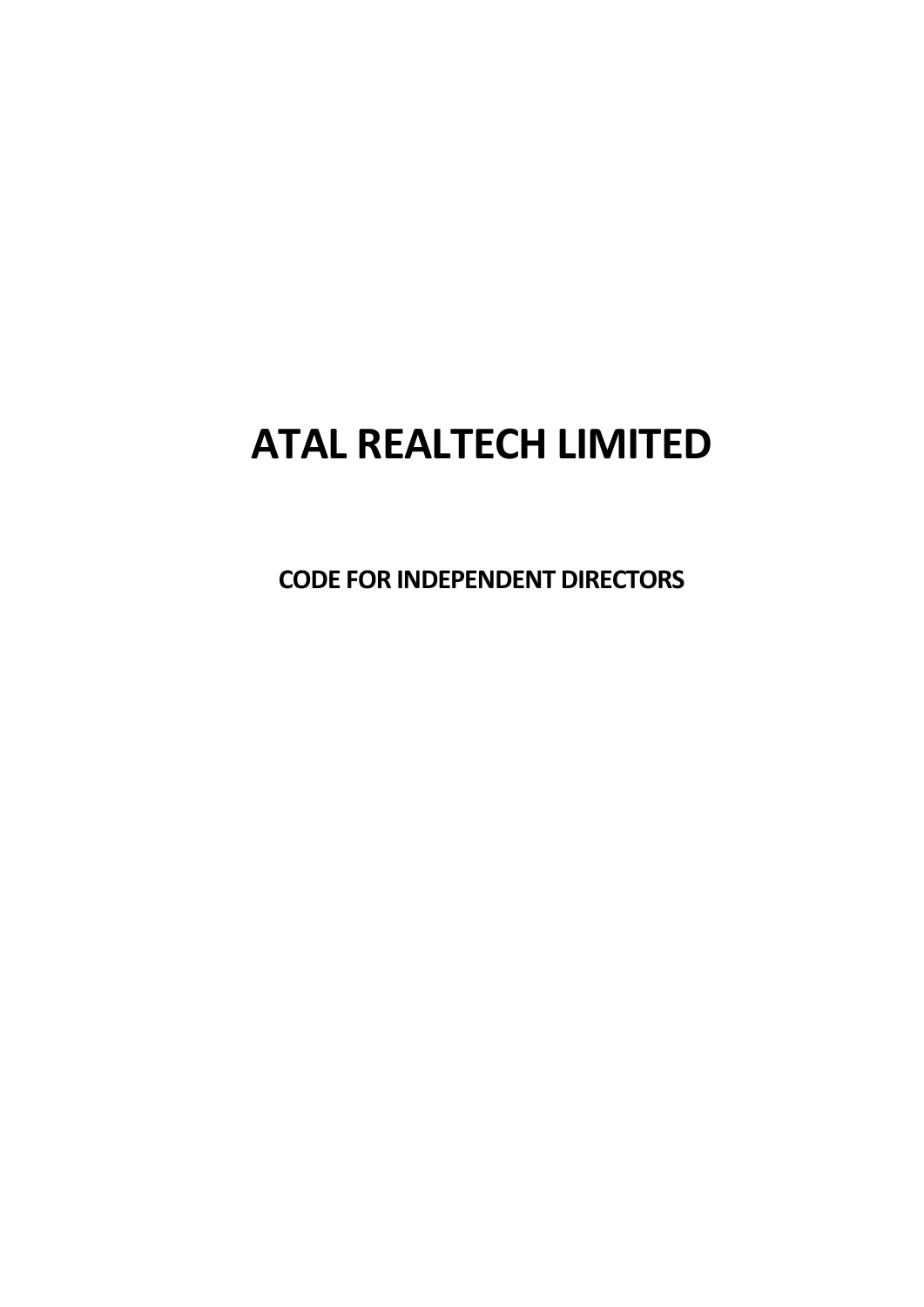# ATAL REALTECH LIMITED

## CODE FOR INDEPENDENT DIRECTORS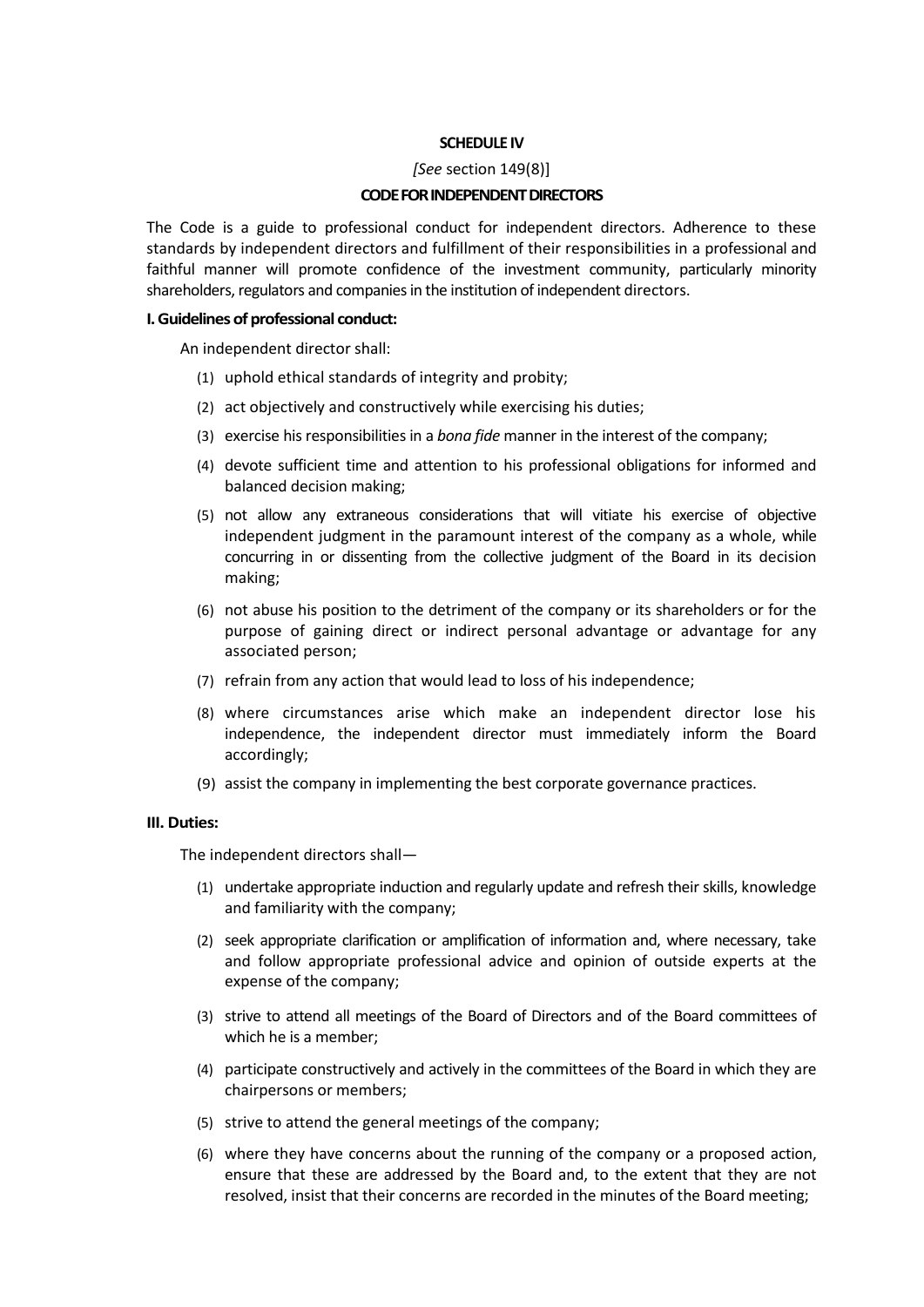**SCHEDULE IV**

*[See* section 149(8)]

**CODE FOR INDEPENDENT DIRECTORS**

The Code is a guide to professional conduct for independent directors. Adherence to these standards by independent directors and fulfillment of their responsibilities in a professional and faithful manner will promote confidence of the investment community, particularly minority shareholders, regulators and companies in the institution of independent directors.

**I. Guidelines of professional conduct:**

An independent director shall:

(1) uphold ethical standards of integrity and probity;

(2) act objectively and constructively while exercising his duties;

(3) exercise his responsibilities in a *bona fide* manner in the interest of the company;

(4) devote sufficient time and attention to his professional obligations for informed and balanced decision making;

(5) not allow any extraneous considerations that will vitiate his exercise of objective independent judgment in the paramount interest of the company as a whole, while concurring in or dissenting from the collective judgment of the Board in its decision making;

(6) not abuse his position to the detriment of the company or its shareholders or for the purpose of gaining direct or indirect personal advantage or advantage for any associated person;

(7) refrain from any action that would lead to loss of his independence;

(8) where circumstances arise which make an independent director lose his independence, the independent director must immediately inform the Board accordingly;

(9) assist the company in implementing the best corporate governance practices.

**III. Duties:**

The independent directors shall—

(1) undertake appropriate induction and regularly update and refresh their skills, knowledge and familiarity with the company;

(2) seek appropriate clarification or amplification of information and, where necessary, take and follow appropriate professional advice and opinion of outside experts at the expense of the company;

(3) strive to attend all meetings of the Board of Directors and of the Board committees of which he is a member;

(4) participate constructively and actively in the committees of the Board in which they are chairpersons or members;

(5) strive to attend the general meetings of the company;

(6) where they have concerns about the running of the company or a proposed action, ensure that these are addressed by the Board and, to the extent that they are not resolved, insist that their concerns are recorded in the minutes of the Board meeting;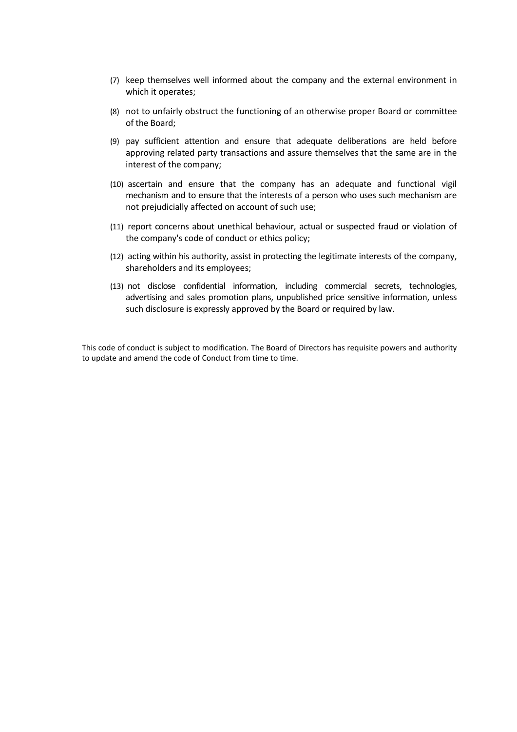(7) keep themselves well informed about the company and the external environment in which it operates;

(8) not to unfairly obstruct the functioning of an otherwise proper Board or committee of the Board;

(9) pay sufficient attention and ensure that adequate deliberations are held before approving related party transactions and assure themselves that the same are in the interest of the company;

(10) ascertain and ensure that the company has an adequate and functional vigil mechanism and to ensure that the interests of a person who uses such mechanism are not prejudicially affected on account of such use;

(11) report concerns about unethical behaviour, actual or suspected fraud or violation of the company's code of conduct or ethics policy;

(12) acting within his authority, assist in protecting the legitimate interests of the company, shareholders and its employees;

(13) not disclose confidential information, including commercial secrets, technologies, advertising and sales promotion plans, unpublished price sensitive information, unless such disclosure is expressly approved by the Board or required by law.

This code of conduct is subject to modification. The Board of Directors has requisite powers and authority to update and amend the code of Conduct from time to time.